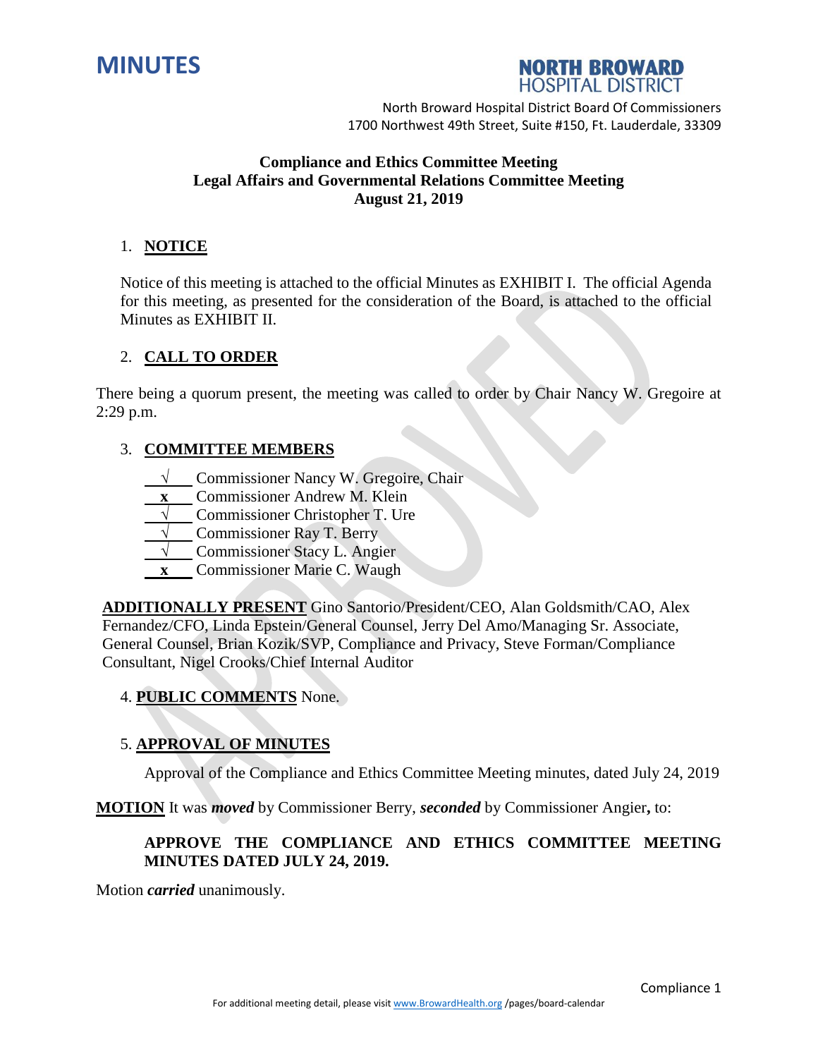# MINUTES

**NORTH BROWARD HOSPITAL DISTRICT**

North Broward Hospital District Board Of Commissioners
1700 Northwest 49th Street, Suite #150, Ft. Lauderdale, 33309

**Compliance and Ethics Committee Meeting**
**Legal Affairs and Governmental Relations Committee Meeting**
**August 21, 2019**

1. **NOTICE**

Notice of this meeting is attached to the official Minutes as EXHIBIT I. The official Agenda for this meeting, as presented for the consideration of the Board, is attached to the official Minutes as EXHIBIT II.

2. **CALL TO ORDER**

There being a quorum present, the meeting was called to order by Chair Nancy W. Gregoire at 2:29 p.m.

3. **COMMITTEE MEMBERS**

√ Commissioner Nancy W. Gregoire, Chair
x Commissioner Andrew M. Klein
√ Commissioner Christopher T. Ure
√ Commissioner Ray T. Berry
√ Commissioner Stacy L. Angier
x Commissioner Marie C. Waugh

**ADDITIONALLY PRESENT** Gino Santorio/President/CEO, Alan Goldsmith/CAO, Alex Fernandez/CFO, Linda Epstein/General Counsel, Jerry Del Amo/Managing Sr. Associate, General Counsel, Brian Kozik/SVP, Compliance and Privacy, Steve Forman/Compliance Consultant, Nigel Crooks/Chief Internal Auditor

4. **PUBLIC COMMENTS** None.

5. **APPROVAL OF MINUTES**

Approval of the Compliance and Ethics Committee Meeting minutes, dated July 24, 2019

**MOTION** It was ***moved*** by Commissioner Berry, ***seconded*** by Commissioner Angier**,** to:

**APPROVE THE COMPLIANCE AND ETHICS COMMITTEE MEETING MINUTES DATED JULY 24, 2019.**

Motion ***carried*** unanimously.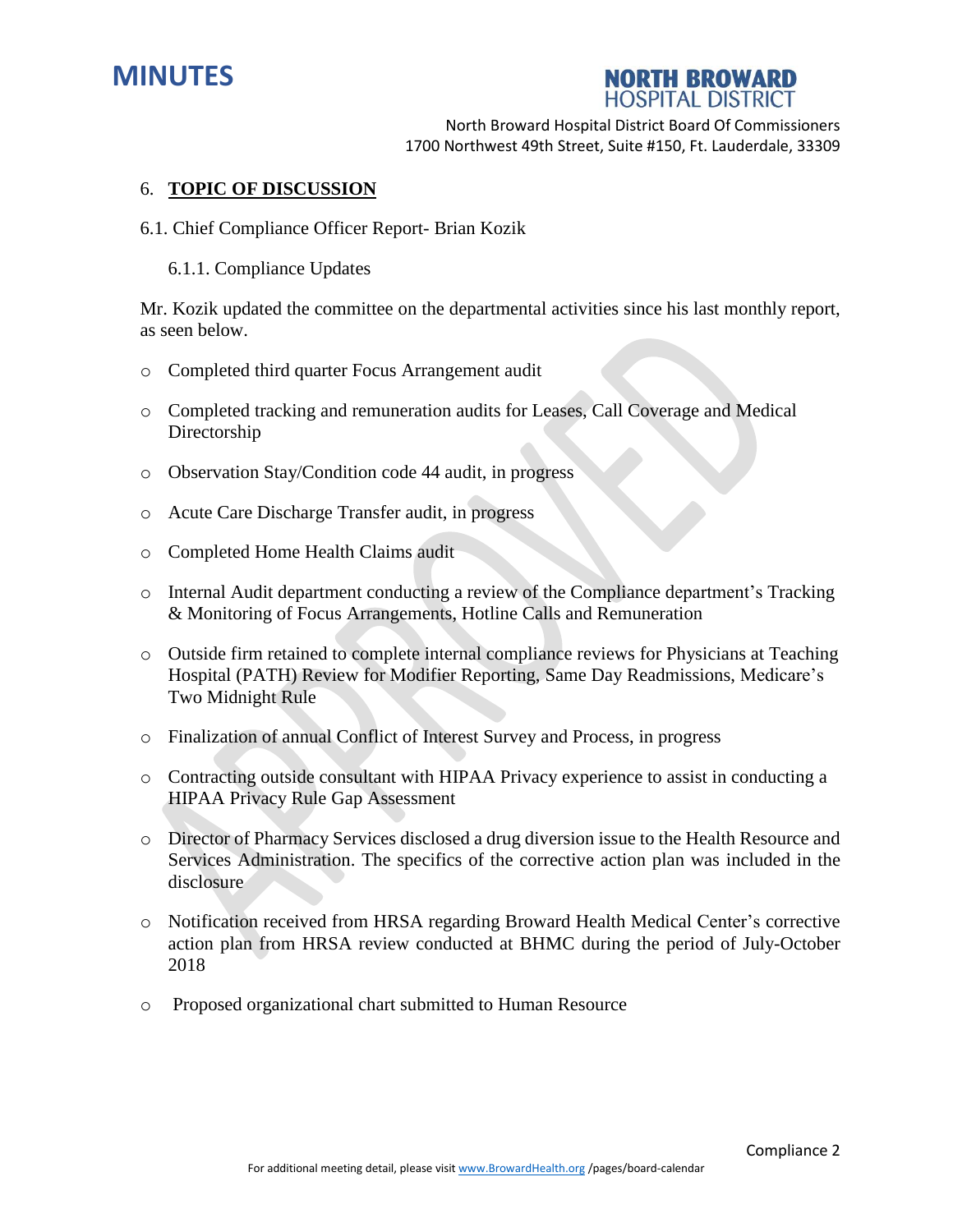## 6. **TOPIC OF DISCUSSION**

6.1. Chief Compliance Officer Report- Brian Kozik

6.1.1. Compliance Updates

Mr. Kozik updated the committee on the departmental activities since his last monthly report, as seen below.

- Completed third quarter Focus Arrangement audit
- Completed tracking and remuneration audits for Leases, Call Coverage and Medical Directorship
- Observation Stay/Condition code 44 audit, in progress
- Acute Care Discharge Transfer audit, in progress
- Completed Home Health Claims audit
- Internal Audit department conducting a review of the Compliance department's Tracking & Monitoring of Focus Arrangements, Hotline Calls and Remuneration
- Outside firm retained to complete internal compliance reviews for Physicians at Teaching Hospital (PATH) Review for Modifier Reporting, Same Day Readmissions, Medicare's Two Midnight Rule
- Finalization of annual Conflict of Interest Survey and Process, in progress
- Contracting outside consultant with HIPAA Privacy experience to assist in conducting a HIPAA Privacy Rule Gap Assessment
- Director of Pharmacy Services disclosed a drug diversion issue to the Health Resource and Services Administration. The specifics of the corrective action plan was included in the disclosure
- Notification received from HRSA regarding Broward Health Medical Center's corrective action plan from HRSA review conducted at BHMC during the period of July-October 2018
- Proposed organizational chart submitted to Human Resource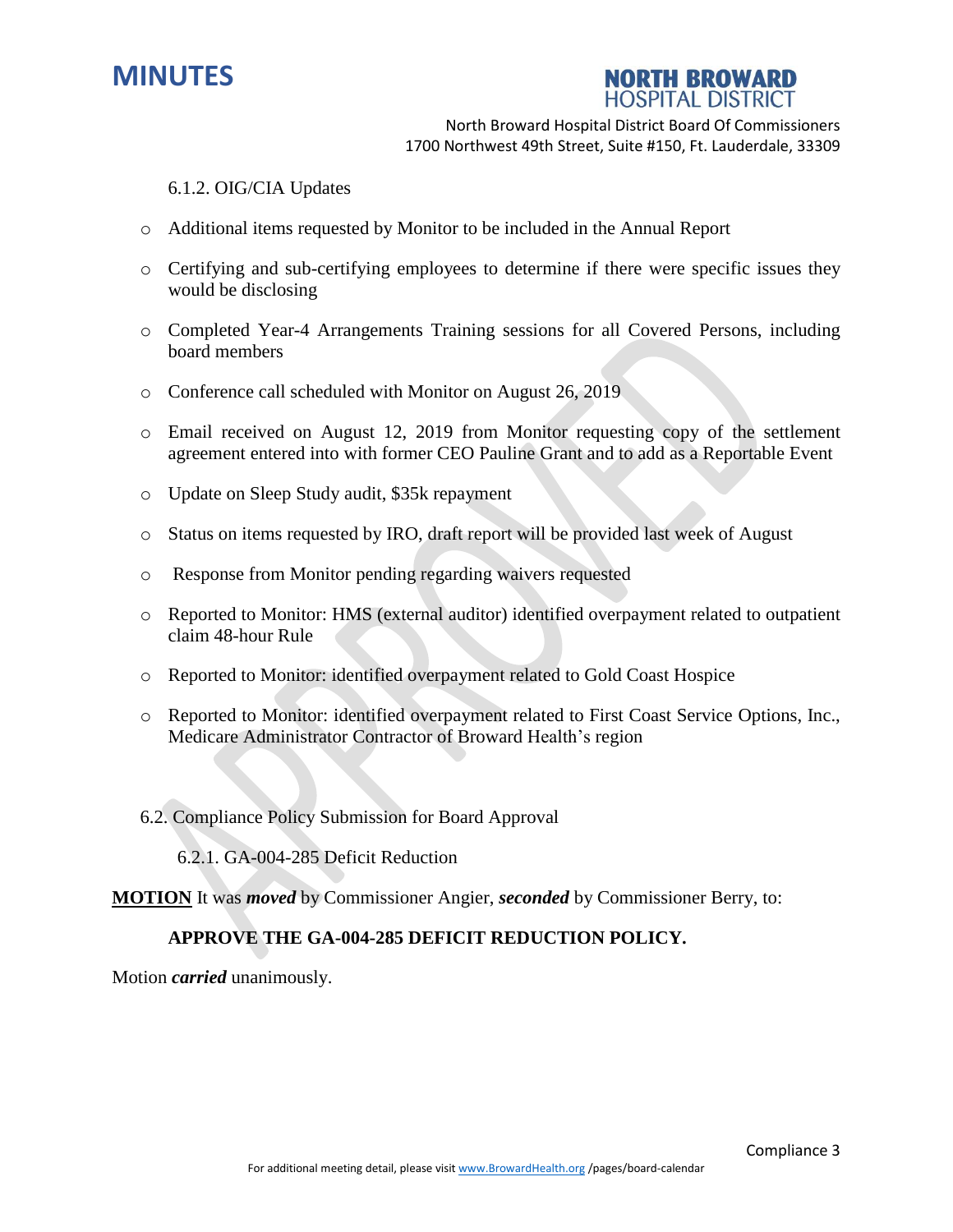6.1.2. OIG/CIA Updates

- Additional items requested by Monitor to be included in the Annual Report
- Certifying and sub-certifying employees to determine if there were specific issues they would be disclosing
- Completed Year-4 Arrangements Training sessions for all Covered Persons, including board members
- Conference call scheduled with Monitor on August 26, 2019
- Email received on August 12, 2019 from Monitor requesting copy of the settlement agreement entered into with former CEO Pauline Grant and to add as a Reportable Event
- Update on Sleep Study audit, $35k repayment
- Status on items requested by IRO, draft report will be provided last week of August
- Response from Monitor pending regarding waivers requested
- Reported to Monitor: HMS (external auditor) identified overpayment related to outpatient claim 48-hour Rule
- Reported to Monitor: identified overpayment related to Gold Coast Hospice
- Reported to Monitor: identified overpayment related to First Coast Service Options, Inc., Medicare Administrator Contractor of Broward Health's region

6.2. Compliance Policy Submission for Board Approval

6.2.1. GA-004-285 Deficit Reduction

**MOTION** It was ***moved*** by Commissioner Angier, ***seconded*** by Commissioner Berry, to:

**APPROVE THE GA-004-285 DEFICIT REDUCTION POLICY.**

Motion ***carried*** unanimously.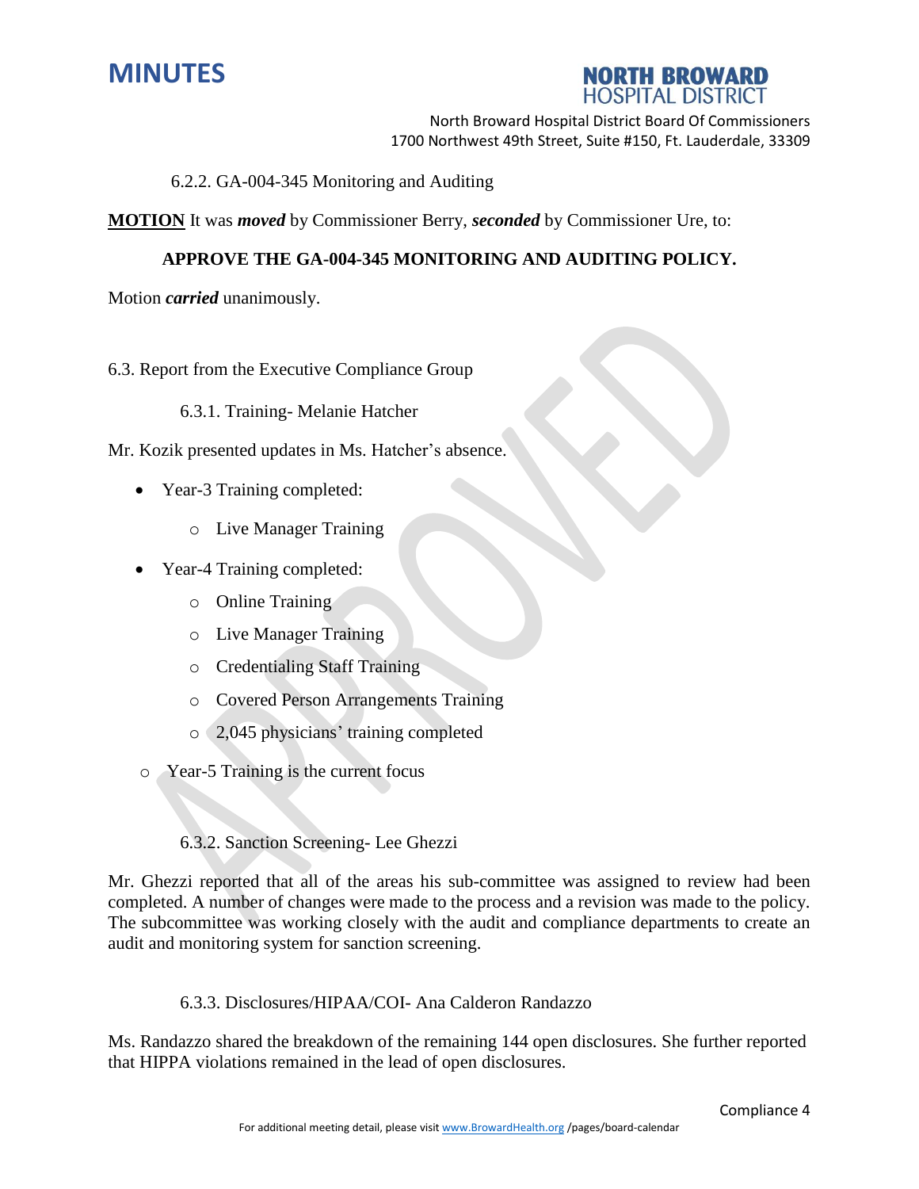6.2.2. GA-004-345 Monitoring and Auditing

**MOTION** It was ***moved*** by Commissioner Berry, ***seconded*** by Commissioner Ure, to:

**APPROVE THE GA-004-345 MONITORING AND AUDITING POLICY.**

Motion ***carried*** unanimously.

6.3. Report from the Executive Compliance Group

6.3.1. Training- Melanie Hatcher

Mr. Kozik presented updates in Ms. Hatcher's absence.

- Year-3 Training completed:
  - Live Manager Training
- Year-4 Training completed:
  - Online Training
  - Live Manager Training
  - Credentialing Staff Training
  - Covered Person Arrangements Training
  - 2,045 physicians' training completed
- Year-5 Training is the current focus

6.3.2. Sanction Screening- Lee Ghezzi

Mr. Ghezzi reported that all of the areas his sub-committee was assigned to review had been completed. A number of changes were made to the process and a revision was made to the policy. The subcommittee was working closely with the audit and compliance departments to create an audit and monitoring system for sanction screening.

6.3.3. Disclosures/HIPAA/COI- Ana Calderon Randazzo

Ms. Randazzo shared the breakdown of the remaining 144 open disclosures. She further reported that HIPPA violations remained in the lead of open disclosures.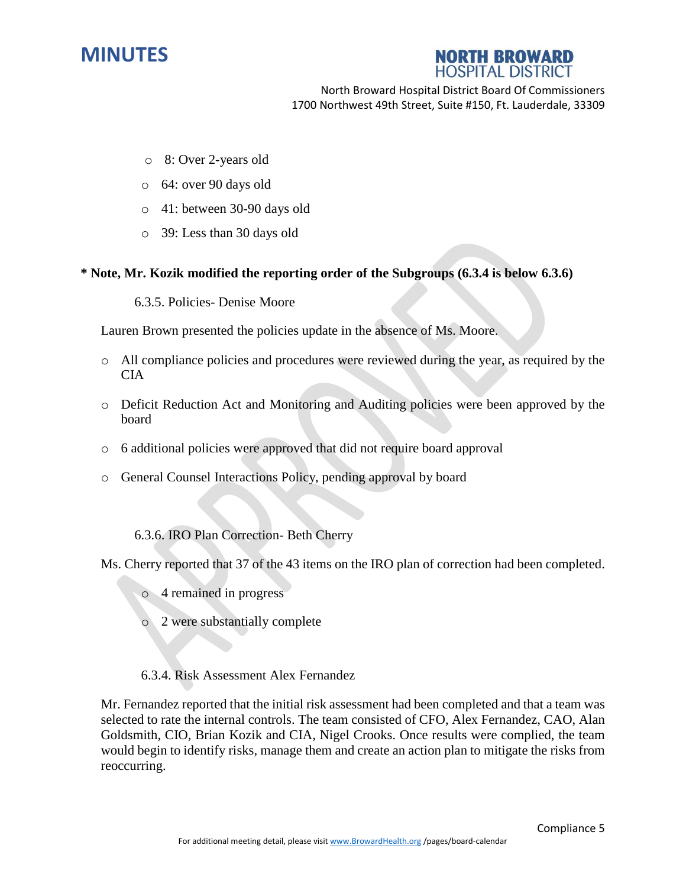- 8: Over 2-years old
- 64: over 90 days old
- 41: between 30-90 days old
- 39: Less than 30 days old

**\* Note, Mr. Kozik modified the reporting order of the Subgroups (6.3.4 is below 6.3.6)**

6.3.5. Policies- Denise Moore

Lauren Brown presented the policies update in the absence of Ms. Moore.

- All compliance policies and procedures were reviewed during the year, as required by the CIA
- Deficit Reduction Act and Monitoring and Auditing policies were been approved by the board
- 6 additional policies were approved that did not require board approval
- General Counsel Interactions Policy, pending approval by board

6.3.6. IRO Plan Correction- Beth Cherry

Ms. Cherry reported that 37 of the 43 items on the IRO plan of correction had been completed.

- 4 remained in progress
- 2 were substantially complete

6.3.4. Risk Assessment Alex Fernandez

Mr. Fernandez reported that the initial risk assessment had been completed and that a team was selected to rate the internal controls. The team consisted of CFO, Alex Fernandez, CAO, Alan Goldsmith, CIO, Brian Kozik and CIA, Nigel Crooks. Once results were complied, the team would begin to identify risks, manage them and create an action plan to mitigate the risks from reoccurring.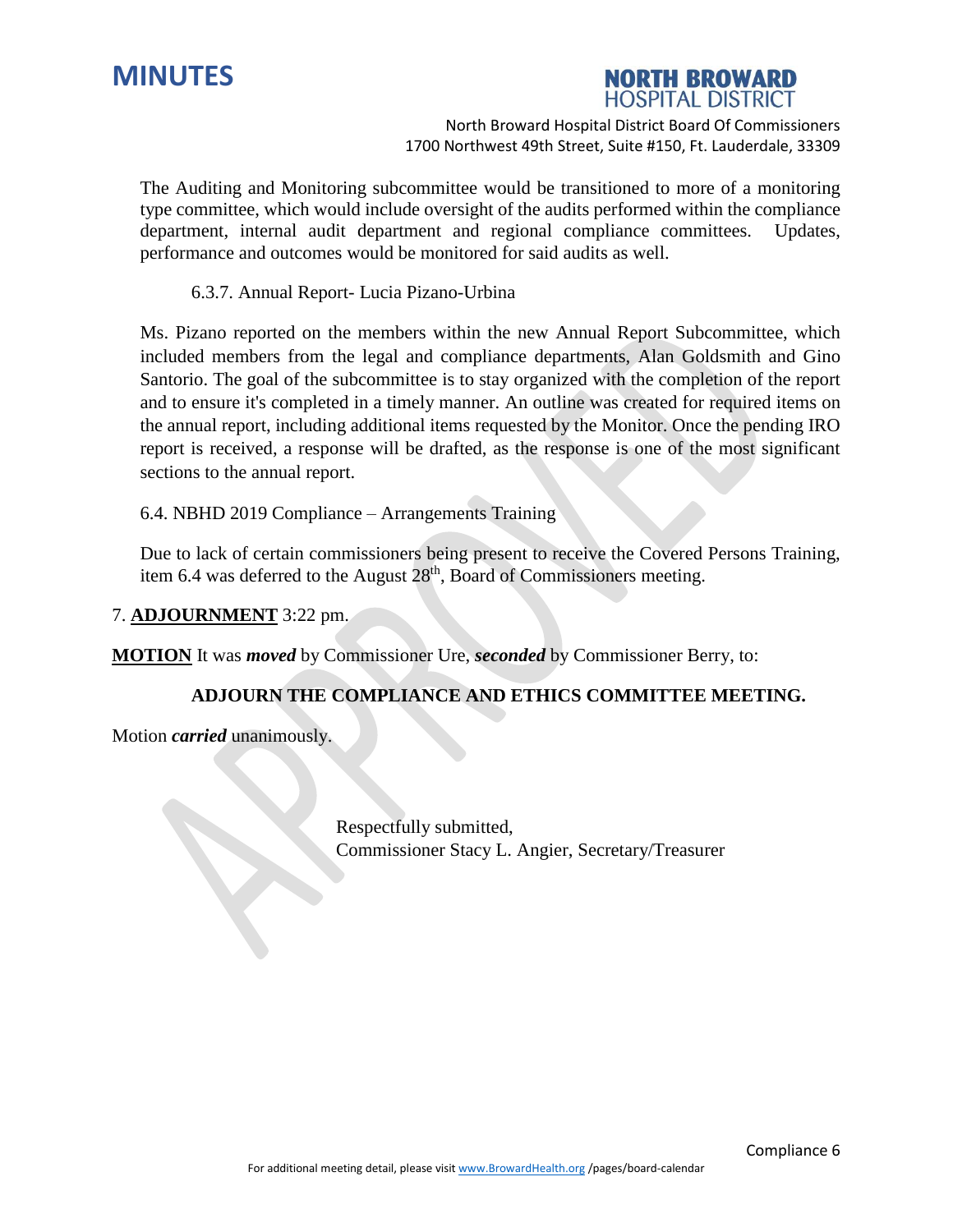The Auditing and Monitoring subcommittee would be transitioned to more of a monitoring type committee, which would include oversight of the audits performed within the compliance department, internal audit department and regional compliance committees. Updates, performance and outcomes would be monitored for said audits as well.

6.3.7. Annual Report- Lucia Pizano-Urbina

Ms. Pizano reported on the members within the new Annual Report Subcommittee, which included members from the legal and compliance departments, Alan Goldsmith and Gino Santorio. The goal of the subcommittee is to stay organized with the completion of the report and to ensure it's completed in a timely manner. An outline was created for required items on the annual report, including additional items requested by the Monitor. Once the pending IRO report is received, a response will be drafted, as the response is one of the most significant sections to the annual report.

6.4. NBHD 2019 Compliance – Arrangements Training

Due to lack of certain commissioners being present to receive the Covered Persons Training, item 6.4 was deferred to the August 28th, Board of Commissioners meeting.

7. **ADJOURNMENT** 3:22 pm.

**MOTION** It was ***moved*** by Commissioner Ure, ***seconded*** by Commissioner Berry, to:

**ADJOURN THE COMPLIANCE AND ETHICS COMMITTEE MEETING.**

Motion ***carried*** unanimously.

Respectfully submitted,
Commissioner Stacy L. Angier, Secretary/Treasurer